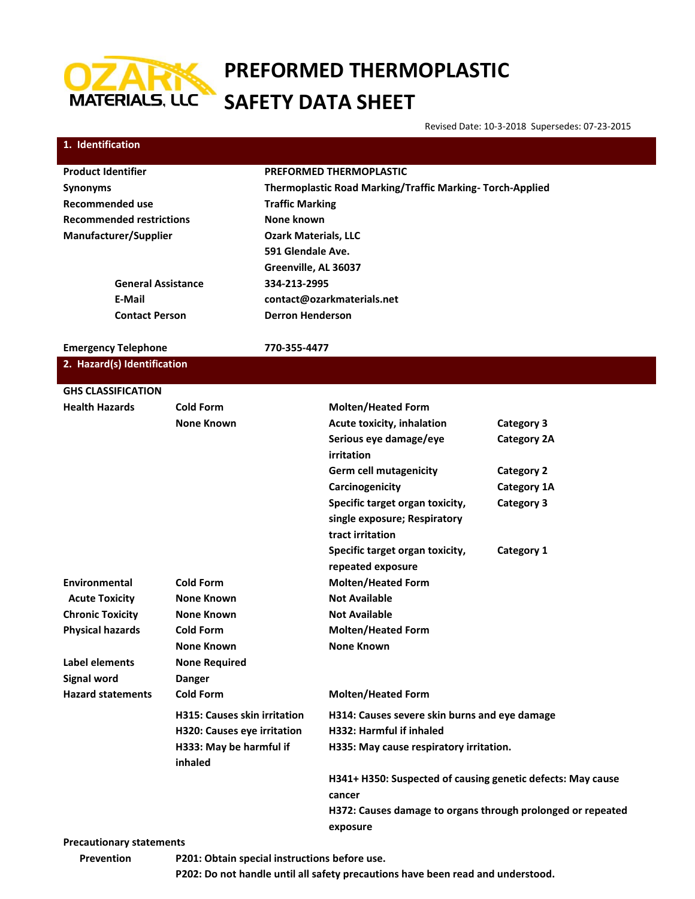# PREFORMED THERMOPLASTIC SAFETY DATA SHEET

Revised Date: 10-3-2018 Supersedes: 07-23-2015

## 1. Identification

| | |
|---|---|
| **Product Identifier** | **PREFORMED THERMOPLASTIC** |
| **Synonyms** | **Thermoplastic Road Marking/Traffic Marking- Torch-Applied** |
| **Recommended use** | **Traffic Marking** |
| **Recommended restrictions** | **None known** |
| **Manufacturer/Supplier** | **Ozark Materials, LLC**<br>**591 Glendale Ave.**<br>**Greenville, AL 36037** |
| **General Assistance** | **334-213-2995** |
| **E-Mail** | **contact@ozarkmaterials.net** |
| **Contact Person** | **Derron Henderson** |
| **Emergency Telephone** | **770-355-4477** |

## 2. Hazard(s) Identification

**GHS CLASSIFICATION**

| | Cold Form | Molten/Heated Form | |
|---|---|---|---|
| **Health Hazards** | None Known | Acute toxicity, inhalation | Category 3 |
| | | Serious eye damage/eye irritation | Category 2A |
| | | Germ cell mutagenicity | Category 2 |
| | | Carcinogenicity | Category 1A |
| | | Specific target organ toxicity, single exposure; Respiratory tract irritation | Category 3 |
| | | Specific target organ toxicity, repeated exposure | Category 1 |

| **Environmental** | **Cold Form** | **Molten/Heated Form** |
|---|---|---|
| **Acute Toxicity** | None Known | Not Available |
| **Chronic Toxicity** | None Known | Not Available |
| **Physical hazards** | **Cold Form** | **Molten/Heated Form** |
| | None Known | None Known |

**Label elements** None Required

**Signal word** Danger

| **Hazard statements** | **Cold Form** | **Molten/Heated Form** |
|---|---|---|
| | H315: Causes skin irritation | H314: Causes severe skin burns and eye damage |
| | H320: Causes eye irritation | H332: Harmful if inhaled |
| | H333: May be harmful if inhaled | H335: May cause respiratory irritation. |
| | | H341+ H350: Suspected of causing genetic defects: May cause cancer |
| | | H372: Causes damage to organs through prolonged or repeated exposure |

**Precautionary statements**

**Prevention**

P201: Obtain special instructions before use.

P202: Do not handle until all safety precautions have been read and understood.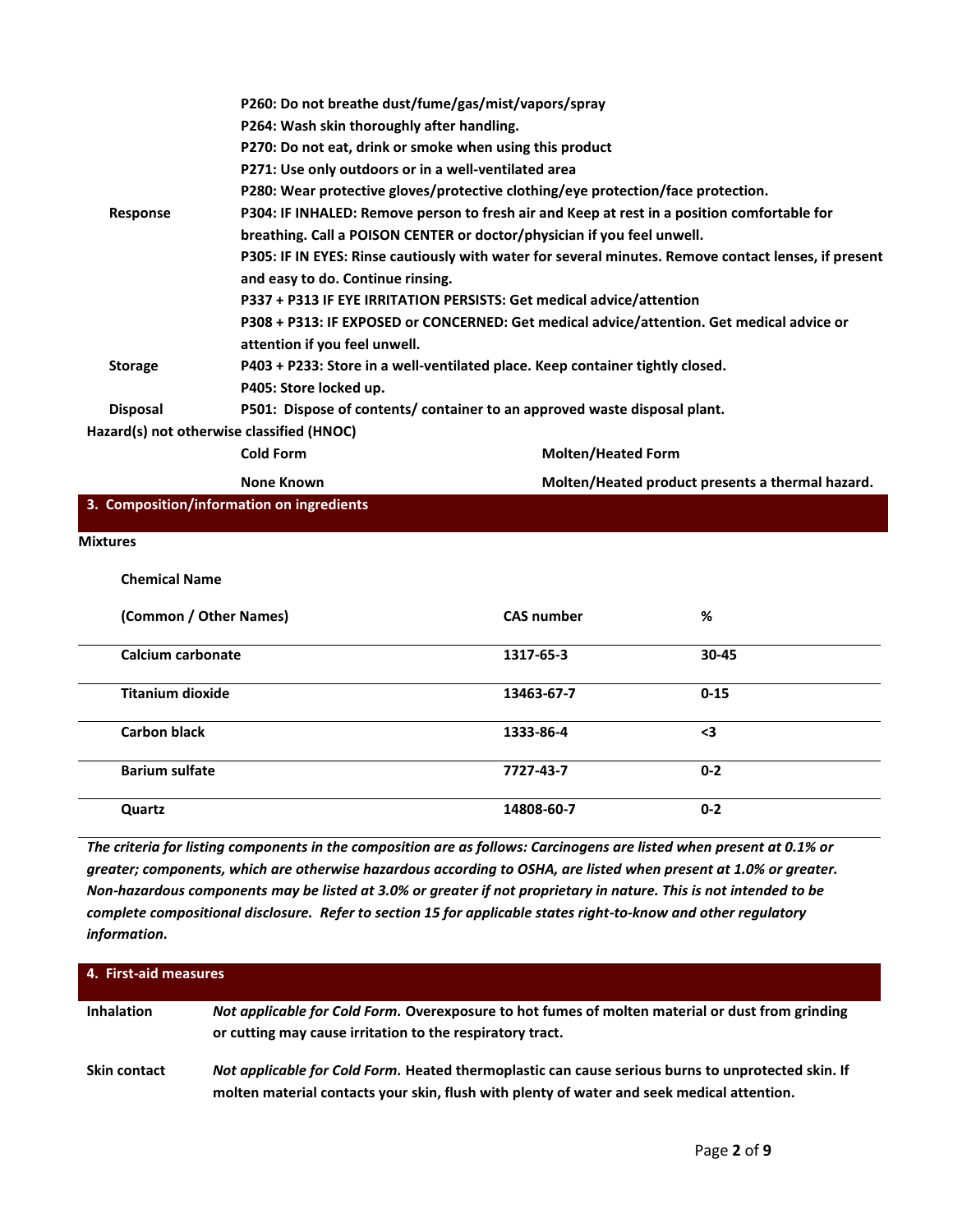| | |
|---|---|
| | **P260: Do not breathe dust/fume/gas/mist/vapors/spray** |
| | **P264: Wash skin thoroughly after handling.** |
| | **P270: Do not eat, drink or smoke when using this product** |
| | **P271: Use only outdoors or in a well-ventilated area** |
| | **P280: Wear protective gloves/protective clothing/eye protection/face protection.** |
| **Response** | **P304: IF INHALED: Remove person to fresh air and Keep at rest in a position comfortable for breathing. Call a POISON CENTER or doctor/physician if you feel unwell.** |
| | **P305: IF IN EYES: Rinse cautiously with water for several minutes. Remove contact lenses, if present and easy to do. Continue rinsing.** |
| | **P337 + P313 IF EYE IRRITATION PERSISTS: Get medical advice/attention** |
| | **P308 + P313: IF EXPOSED or CONCERNED: Get medical advice/attention. Get medical advice or attention if you feel unwell.** |
| **Storage** | **P403 + P233: Store in a well-ventilated place. Keep container tightly closed.** |
| | **P405: Store locked up.** |
| **Disposal** | **P501: Dispose of contents/ container to an approved waste disposal plant.** |

**Hazard(s) not otherwise classified (HNOC)**

| Cold Form | Molten/Heated Form |
|---|---|
| None Known | Molten/Heated product presents a thermal hazard. |

## 3. Composition/information on ingredients

**Mixtures**

| Chemical Name (Common / Other Names) | CAS number | % |
|---|---|---|
| Calcium carbonate | 1317-65-3 | 30-45 |
| Titanium dioxide | 13463-67-7 | 0-15 |
| Carbon black | 1333-86-4 | <3 |
| Barium sulfate | 7727-43-7 | 0-2 |
| Quartz | 14808-60-7 | 0-2 |

***The criteria for listing components in the composition are as follows: Carcinogens are listed when present at 0.1% or greater; components, which are otherwise hazardous according to OSHA, are listed when present at 1.0% or greater. Non-hazardous components may be listed at 3.0% or greater if not proprietary in nature. This is not intended to be complete compositional disclosure. Refer to section 15 for applicable states right-to-know and other regulatory information.***

## 4. First-aid measures

**Inhalation** — ***Not applicable for Cold Form.*** **Overexposure to hot fumes of molten material or dust from grinding or cutting may cause irritation to the respiratory tract.**

**Skin contact** — ***Not applicable for Cold Form.*** **Heated thermoplastic can cause serious burns to unprotected skin. If molten material contacts your skin, flush with plenty of water and seek medical attention.**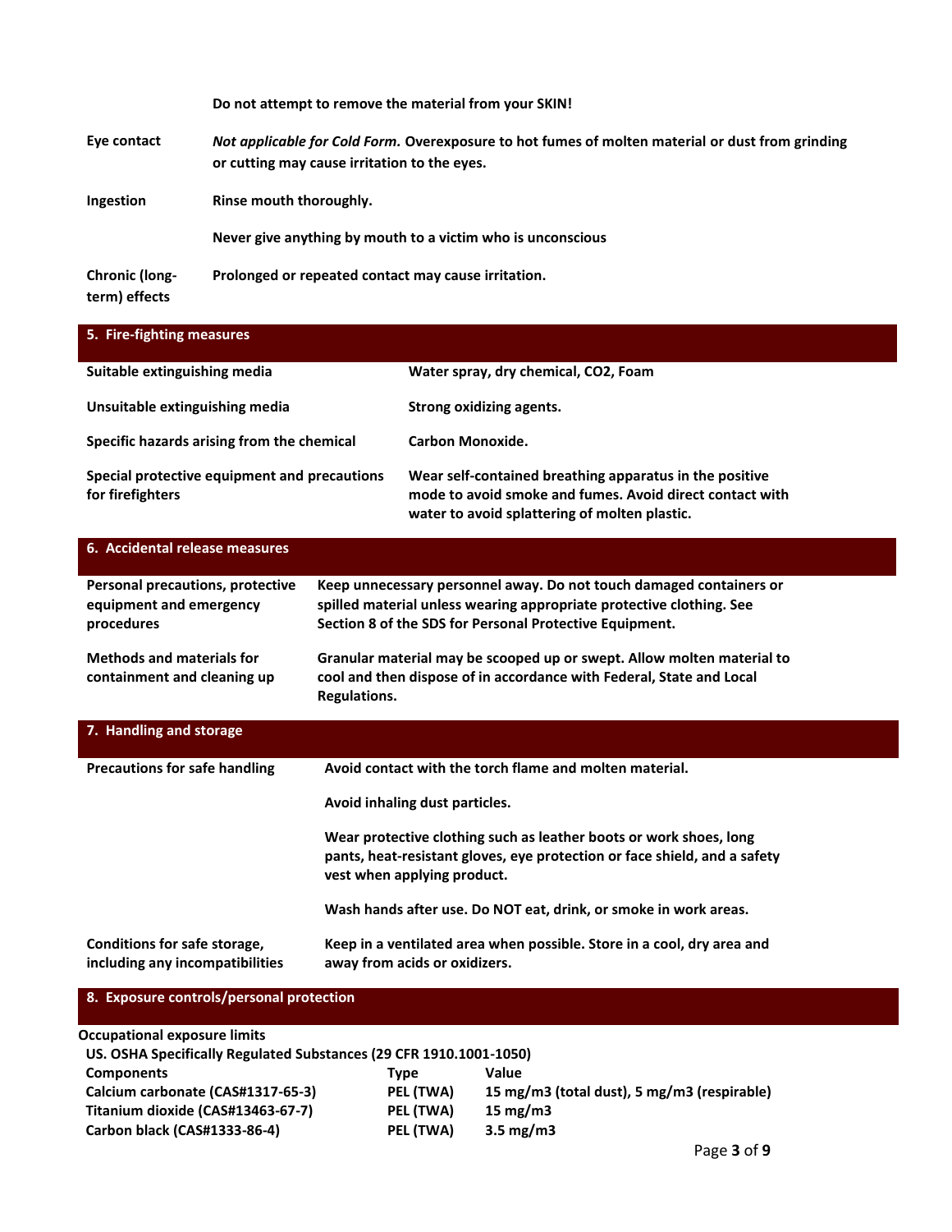**Do not attempt to remove the material from your SKIN!**

| | |
|---|---|
| **Eye contact** | ***Not applicable for Cold Form.*** **Overexposure to hot fumes of molten material or dust from grinding or cutting may cause irritation to the eyes.** |
| **Ingestion** | **Rinse mouth thoroughly.**<br><br>**Never give anything by mouth to a victim who is unconscious** |
| **Chronic (long-term) effects** | **Prolonged or repeated contact may cause irritation.** |

## 5. Fire-fighting measures

| | |
|---|---|
| **Suitable extinguishing media** | **Water spray, dry chemical, CO2, Foam** |
| **Unsuitable extinguishing media** | **Strong oxidizing agents.** |
| **Specific hazards arising from the chemical** | **Carbon Monoxide.** |
| **Special protective equipment and precautions for firefighters** | **Wear self-contained breathing apparatus in the positive mode to avoid smoke and fumes. Avoid direct contact with water to avoid splattering of molten plastic.** |

## 6. Accidental release measures

| | |
|---|---|
| **Personal precautions, protective equipment and emergency procedures** | **Keep unnecessary personnel away. Do not touch damaged containers or spilled material unless wearing appropriate protective clothing. See Section 8 of the SDS for Personal Protective Equipment.** |
| **Methods and materials for containment and cleaning up** | **Granular material may be scooped up or swept. Allow molten material to cool and then dispose of in accordance with Federal, State and Local Regulations.** |

## 7. Handling and storage

| | |
|---|---|
| **Precautions for safe handling** | **Avoid contact with the torch flame and molten material.**<br><br>**Avoid inhaling dust particles.**<br><br>**Wear protective clothing such as leather boots or work shoes, long pants, heat-resistant gloves, eye protection or face shield, and a safety vest when applying product.**<br><br>**Wash hands after use. Do NOT eat, drink, or smoke in work areas.** |
| **Conditions for safe storage, including any incompatibilities** | **Keep in a ventilated area when possible. Store in a cool, dry area and away from acids or oxidizers.** |

## 8. Exposure controls/personal protection

**Occupational exposure limits**

**US. OSHA Specifically Regulated Substances (29 CFR 1910.1001-1050)**

| **Components** | **Type** | **Value** |
|---|---|---|
| **Calcium carbonate (CAS#1317-65-3)** | **PEL (TWA)** | **15 mg/m3 (total dust), 5 mg/m3 (respirable)** |
| **Titanium dioxide (CAS#13463-67-7)** | **PEL (TWA)** | **15 mg/m3** |
| **Carbon black (CAS#1333-86-4)** | **PEL (TWA)** | **3.5 mg/m3** |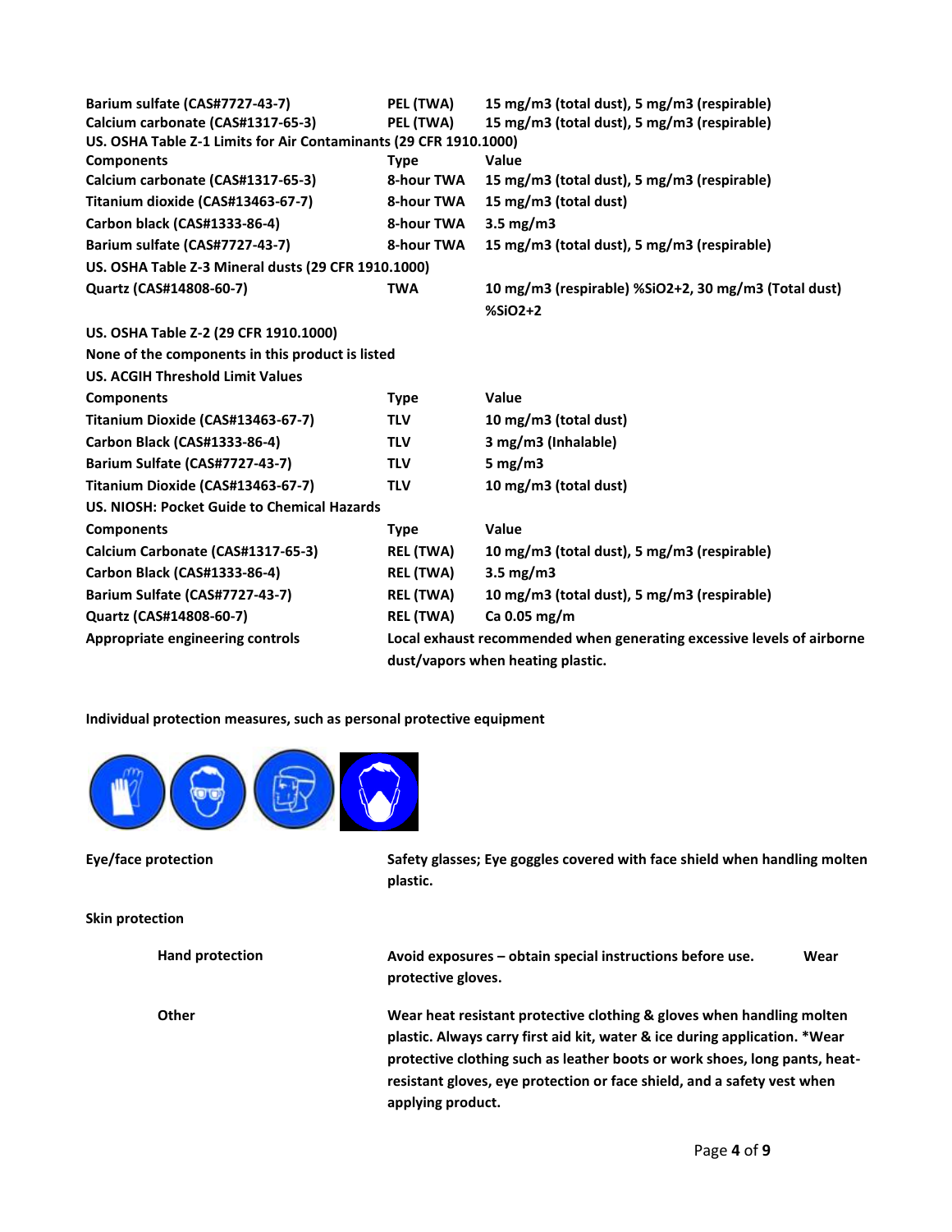| | | |
|---|---|---|
| **Barium sulfate (CAS#7727-43-7)** | **PEL (TWA)** | **15 mg/m3 (total dust), 5 mg/m3 (respirable)** |
| **Calcium carbonate (CAS#1317-65-3)** | **PEL (TWA)** | **15 mg/m3 (total dust), 5 mg/m3 (respirable)** |

**US. OSHA Table Z-1 Limits for Air Contaminants (29 CFR 1910.1000)**

| Components | Type | Value |
|---|---|---|
| **Calcium carbonate (CAS#1317-65-3)** | **8-hour TWA** | **15 mg/m3 (total dust), 5 mg/m3 (respirable)** |
| **Titanium dioxide (CAS#13463-67-7)** | **8-hour TWA** | **15 mg/m3 (total dust)** |
| **Carbon black (CAS#1333-86-4)** | **8-hour TWA** | **3.5 mg/m3** |
| **Barium sulfate (CAS#7727-43-7)** | **8-hour TWA** | **15 mg/m3 (total dust), 5 mg/m3 (respirable)** |

**US. OSHA Table Z-3 Mineral dusts (29 CFR 1910.1000)**

| | | |
|---|---|---|
| **Quartz (CAS#14808-60-7)** | **TWA** | **10 mg/m3 (respirable) %SiO2+2, 30 mg/m3 (Total dust) %SiO2+2** |

**US. OSHA Table Z-2 (29 CFR 1910.1000)**

**None of the components in this product is listed**

**US. ACGIH Threshold Limit Values**

| Components | Type | Value |
|---|---|---|
| **Titanium Dioxide (CAS#13463-67-7)** | **TLV** | **10 mg/m3 (total dust)** |
| **Carbon Black (CAS#1333-86-4)** | **TLV** | **3 mg/m3 (Inhalable)** |
| **Barium Sulfate (CAS#7727-43-7)** | **TLV** | **5 mg/m3** |
| **Titanium Dioxide (CAS#13463-67-7)** | **TLV** | **10 mg/m3 (total dust)** |

**US. NIOSH: Pocket Guide to Chemical Hazards**

| Components | Type | Value |
|---|---|---|
| **Calcium Carbonate (CAS#1317-65-3)** | **REL (TWA)** | **10 mg/m3 (total dust), 5 mg/m3 (respirable)** |
| **Carbon Black (CAS#1333-86-4)** | **REL (TWA)** | **3.5 mg/m3** |
| **Barium Sulfate (CAS#7727-43-7)** | **REL (TWA)** | **10 mg/m3 (total dust), 5 mg/m3 (respirable)** |
| **Quartz (CAS#14808-60-7)** | **REL (TWA)** | **Ca 0.05 mg/m** |

**Appropriate engineering controls** — **Local exhaust recommended when generating excessive levels of airborne dust/vapors when heating plastic.**

**Individual protection measures, such as personal protective equipment**

**Eye/face protection** — **Safety glasses; Eye goggles covered with face shield when handling molten plastic.**

**Skin protection**

**Hand protection** — **Avoid exposures – obtain special instructions before use. Wear protective gloves.**

**Other** — **Wear heat resistant protective clothing & gloves when handling molten plastic. Always carry first aid kit, water & ice during application. *Wear protective clothing such as leather boots or work shoes, long pants, heat-resistant gloves, eye protection or face shield, and a safety vest when applying product.**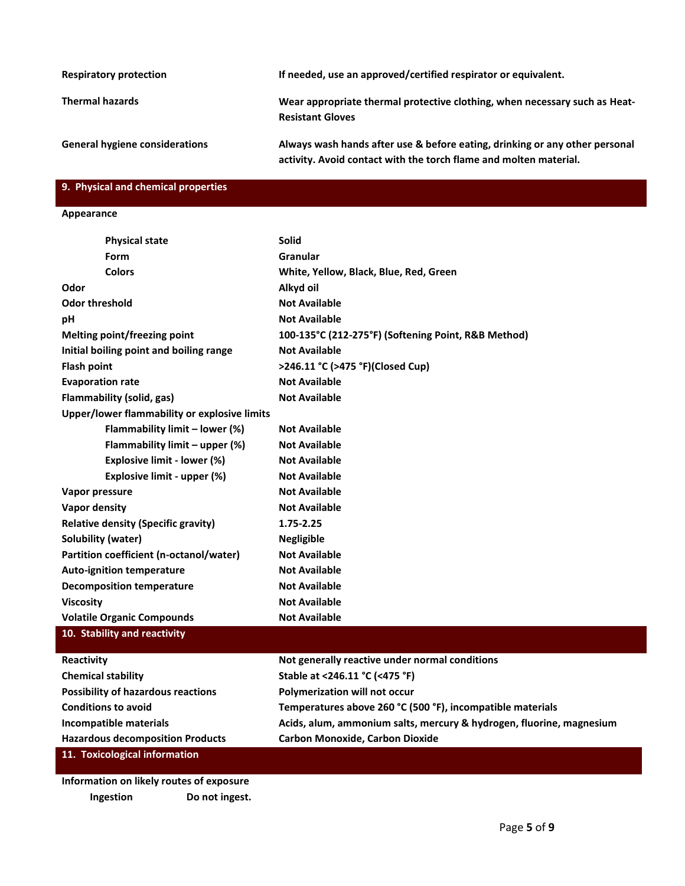| | |
|---|---|
| **Respiratory protection** | **If needed, use an approved/certified respirator or equivalent.** |
| **Thermal hazards** | **Wear appropriate thermal protective clothing, when necessary such as Heat-Resistant Gloves** |
| **General hygiene considerations** | **Always wash hands after use & before eating, drinking or any other personal activity. Avoid contact with the torch flame and molten material.** |

## 9. Physical and chemical properties

| | |
|---|---|
| **Appearance** | |
| **Physical state** | **Solid** |
| **Form** | **Granular** |
| **Colors** | **White, Yellow, Black, Blue, Red, Green** |
| **Odor** | **Alkyd oil** |
| **Odor threshold** | **Not Available** |
| **pH** | **Not Available** |
| **Melting point/freezing point** | **100-135°C (212-275°F) (Softening Point, R&B Method)** |
| **Initial boiling point and boiling range** | **Not Available** |
| **Flash point** | **>246.11 °C (>475 °F)(Closed Cup)** |
| **Evaporation rate** | **Not Available** |
| **Flammability (solid, gas)** | **Not Available** |
| **Upper/lower flammability or explosive limits** | |
| **Flammability limit – lower (%)** | **Not Available** |
| **Flammability limit – upper (%)** | **Not Available** |
| **Explosive limit - lower (%)** | **Not Available** |
| **Explosive limit - upper (%)** | **Not Available** |
| **Vapor pressure** | **Not Available** |
| **Vapor density** | **Not Available** |
| **Relative density (Specific gravity)** | **1.75-2.25** |
| **Solubility (water)** | **Negligible** |
| **Partition coefficient (n-octanol/water)** | **Not Available** |
| **Auto-ignition temperature** | **Not Available** |
| **Decomposition temperature** | **Not Available** |
| **Viscosity** | **Not Available** |
| **Volatile Organic Compounds** | **Not Available** |

## 10. Stability and reactivity

| | |
|---|---|
| **Reactivity** | **Not generally reactive under normal conditions** |
| **Chemical stability** | **Stable at <246.11 °C (<475 °F)** |
| **Possibility of hazardous reactions** | **Polymerization will not occur** |
| **Conditions to avoid** | **Temperatures above 260 °C (500 °F), incompatible materials** |
| **Incompatible materials** | **Acids, alum, ammonium salts, mercury & hydrogen, fluorine, magnesium** |
| **Hazardous decomposition Products** | **Carbon Monoxide, Carbon Dioxide** |

## 11. Toxicological information

**Information on likely routes of exposure**

**Ingestion** **Do not ingest.**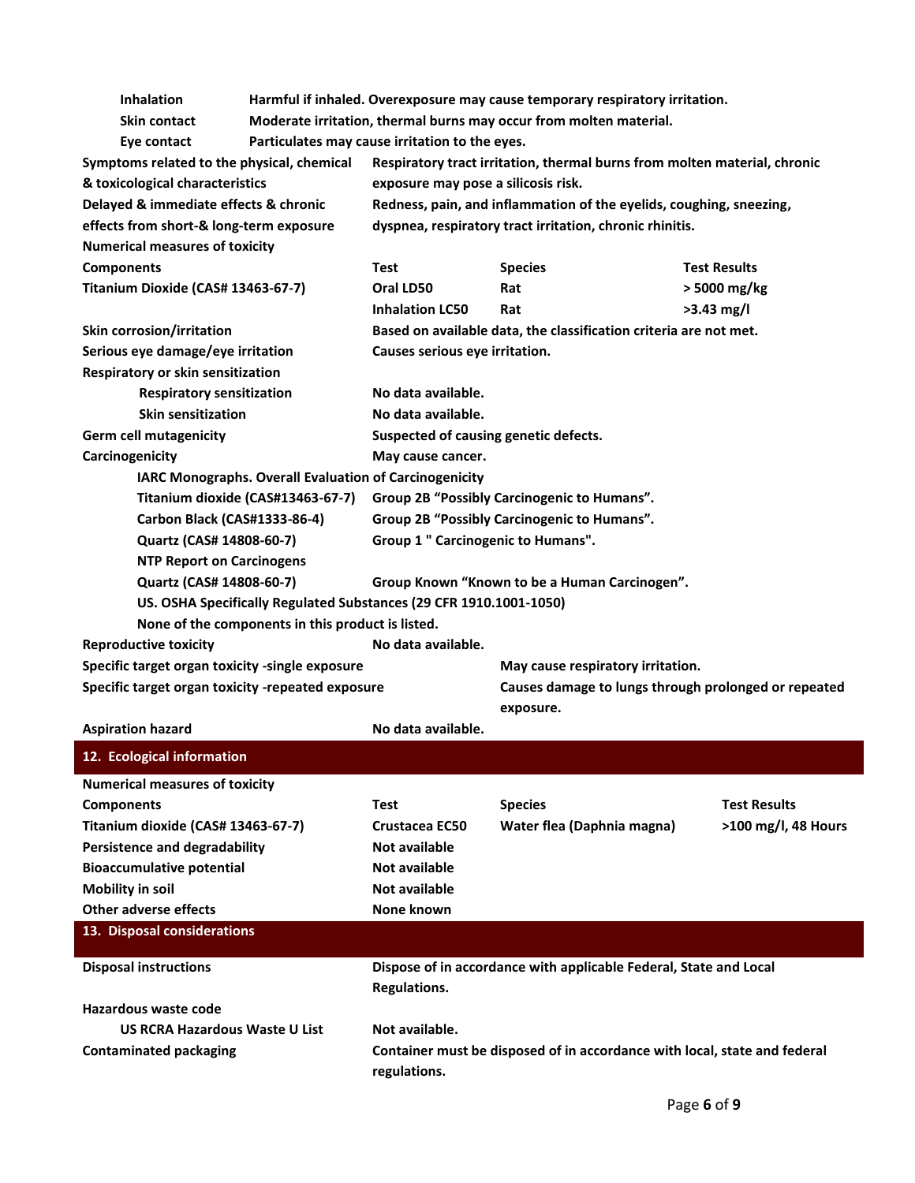**Inhalation** Harmful if inhaled. Overexposure may cause temporary respiratory irritation.

**Skin contact** Moderate irritation, thermal burns may occur from molten material.

**Eye contact** Particulates may cause irritation to the eyes.

**Symptoms related to the physical, chemical & toxicological characteristics** Respiratory tract irritation, thermal burns from molten material, chronic exposure may pose a silicosis risk.

**Delayed & immediate effects & chronic effects from short-& long-term exposure** Redness, pain, and inflammation of the eyelids, coughing, sneezing, dyspnea, respiratory tract irritation, chronic rhinitis.

**Numerical measures of toxicity**

| Components | Test | Species | Test Results |
|---|---|---|---|
| Titanium Dioxide (CAS# 13463-67-7) | Oral LD50 | Rat | > 5000 mg/kg |
| | Inhalation LC50 | Rat | >3.43 mg/l |

**Skin corrosion/irritation** Based on available data, the classification criteria are not met.

**Serious eye damage/eye irritation** Causes serious eye irritation.

**Respiratory or skin sensitization**

- **Respiratory sensitization** No data available.
- **Skin sensitization** No data available.

**Germ cell mutagenicity** Suspected of causing genetic defects.

**Carcinogenicity** May cause cancer.

**IARC Monographs. Overall Evaluation of Carcinogenicity**

- Titanium dioxide (CAS#13463-67-7) Group 2B "Possibly Carcinogenic to Humans".
- Carbon Black (CAS#1333-86-4) Group 2B "Possibly Carcinogenic to Humans".
- Quartz (CAS# 14808-60-7) Group 1 " Carcinogenic to Humans".

**NTP Report on Carcinogens**

- Quartz (CAS# 14808-60-7) Group Known "Known to be a Human Carcinogen".

**US. OSHA Specifically Regulated Substances (29 CFR 1910.1001-1050)**

None of the components in this product is listed.

**Reproductive toxicity** No data available.

**Specific target organ toxicity -single exposure** May cause respiratory irritation.

**Specific target organ toxicity -repeated exposure** Causes damage to lungs through prolonged or repeated exposure.

**Aspiration hazard** No data available.

## 12. Ecological information

**Numerical measures of toxicity**

| Components | Test | Species | Test Results |
|---|---|---|---|
| Titanium dioxide (CAS# 13463-67-7) | Crustacea EC50 | Water flea (Daphnia magna) | >100 mg/l, 48 Hours |

**Persistence and degradability** Not available

**Bioaccumulative potential** Not available

**Mobility in soil** Not available

**Other adverse effects** None known

## 13. Disposal considerations

**Disposal instructions** Dispose of in accordance with applicable Federal, State and Local Regulations.

**Hazardous waste code**

**US RCRA Hazardous Waste U List** Not available.

**Contaminated packaging** Container must be disposed of in accordance with local, state and federal regulations.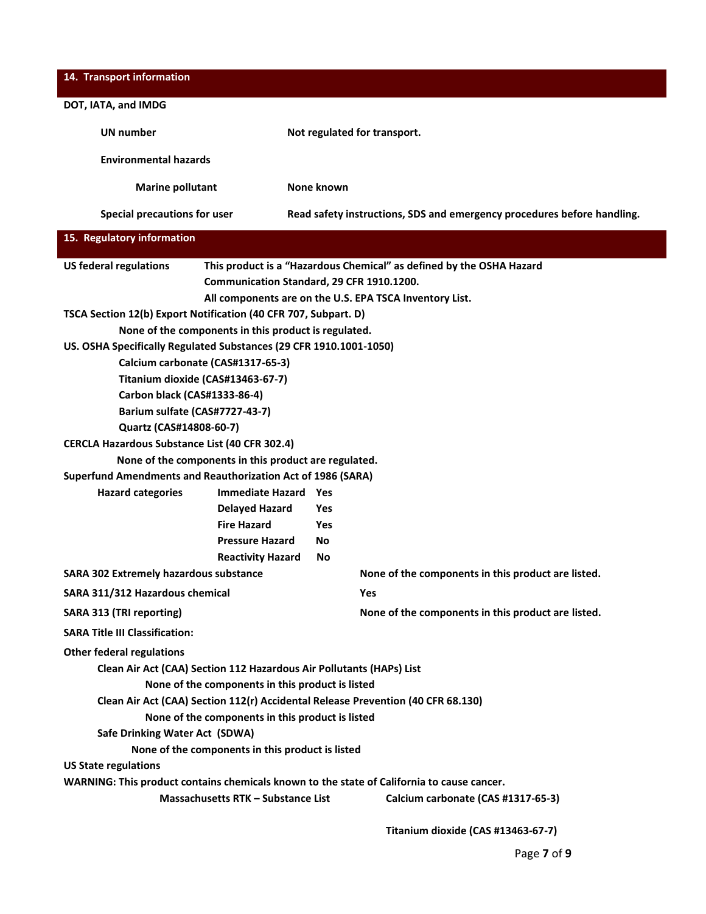## 14. Transport information

**DOT, IATA, and IMDG**

| | |
|---|---|
| **UN number** | **Not regulated for transport.** |
| **Environmental hazards** | |
| **Marine pollutant** | **None known** |
| **Special precautions for user** | **Read safety instructions, SDS and emergency procedures before handling.** |

## 15. Regulatory information

**US federal regulations** — **This product is a "Hazardous Chemical" as defined by the OSHA Hazard Communication Standard, 29 CFR 1910.1200.**
**All components are on the U.S. EPA TSCA Inventory List.**

**TSCA Section 12(b) Export Notification (40 CFR 707, Subpart. D)**

**None of the components in this product is regulated.**

**US. OSHA Specifically Regulated Substances (29 CFR 1910.1001-1050)**

**Calcium carbonate (CAS#1317-65-3)**
**Titanium dioxide (CAS#13463-67-7)**
**Carbon black (CAS#1333-86-4)**
**Barium sulfate (CAS#7727-43-7)**
**Quartz (CAS#14808-60-7)**

**CERCLA Hazardous Substance List (40 CFR 302.4)**

**None of the components in this product are regulated.**

**Superfund Amendments and Reauthorization Act of 1986 (SARA)**

| **Hazard categories** | | |
|---|---|---|
| | **Immediate Hazard** | **Yes** |
| | **Delayed Hazard** | **Yes** |
| | **Fire Hazard** | **Yes** |
| | **Pressure Hazard** | **No** |
| | **Reactivity Hazard** | **No** |

| | |
|---|---|
| **SARA 302 Extremely hazardous substance** | **None of the components in this product are listed.** |
| **SARA 311/312 Hazardous chemical** | **Yes** |
| **SARA 313 (TRI reporting)** | **None of the components in this product are listed.** |

**SARA Title III Classification:**

**Other federal regulations**

**Clean Air Act (CAA) Section 112 Hazardous Air Pollutants (HAPs) List**

**None of the components in this product is listed**

**Clean Air Act (CAA) Section 112(r) Accidental Release Prevention (40 CFR 68.130)**

**None of the components in this product is listed**

**Safe Drinking Water Act (SDWA)**

**None of the components in this product is listed**

**US State regulations**

**WARNING: This product contains chemicals known to the state of California to cause cancer.**

| | |
|---|---|
| **Massachusetts RTK – Substance List** | **Calcium carbonate (CAS #1317-65-3)** |
| | **Titanium dioxide (CAS #13463-67-7)** |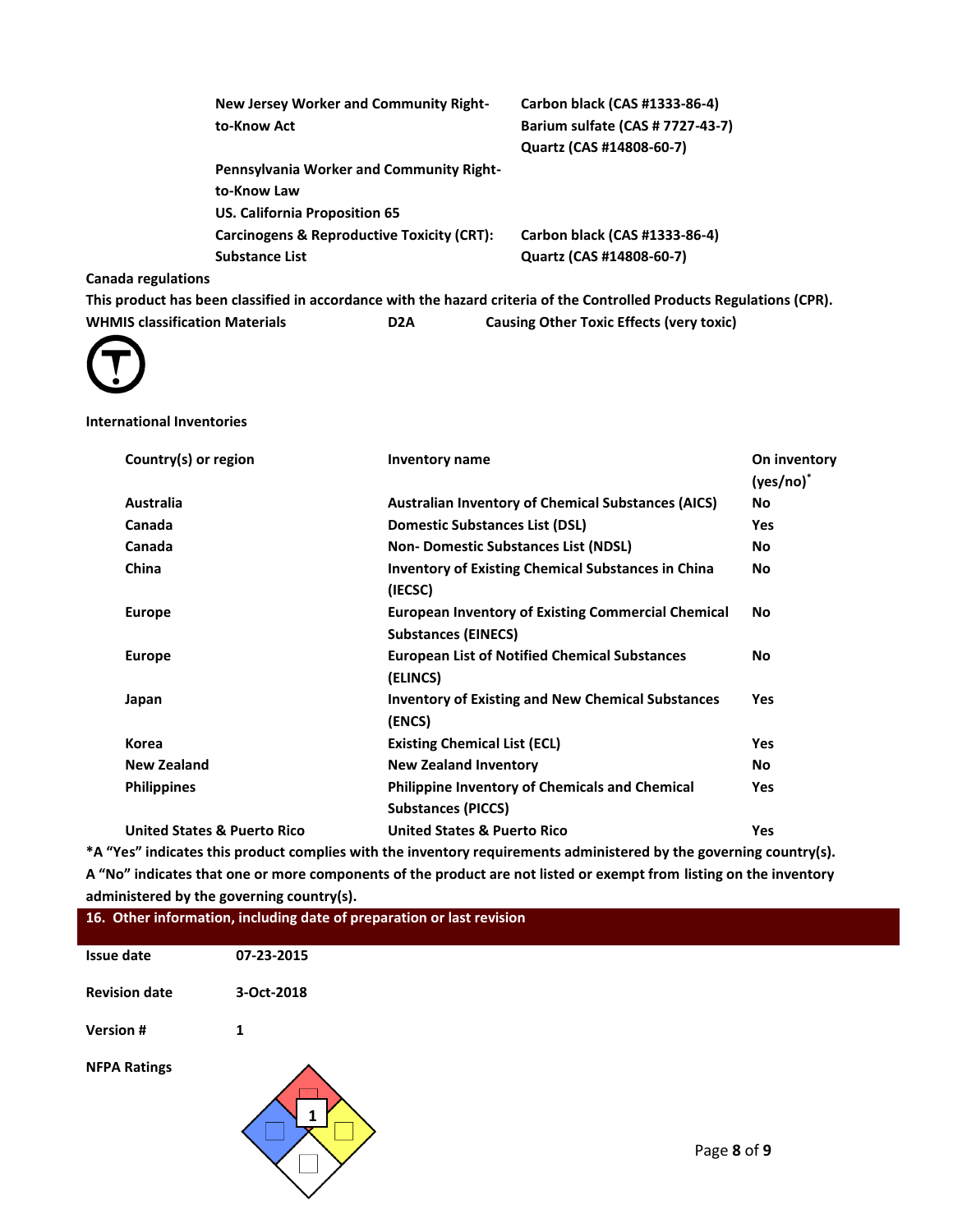| | |
|---|---|
| **New Jersey Worker and Community Right-to-Know Act** | **Carbon black (CAS #1333-86-4)**<br>**Barium sulfate (CAS # 7727-43-7)**<br>**Quartz (CAS #14808-60-7)** |
| **Pennsylvania Worker and Community Right-to-Know Law** | |
| **US. California Proposition 65** | |
| **Carcinogens & Reproductive Toxicity (CRT): Substance List** | **Carbon black (CAS #1333-86-4)**<br>**Quartz (CAS #14808-60-7)** |

**Canada regulations**

**This product has been classified in accordance with the hazard criteria of the Controlled Products Regulations (CPR).**

**WHMIS classification Materials** **D2A** **Causing Other Toxic Effects (very toxic)**

**International Inventories**

| Country(s) or region | Inventory name | On inventory (yes/no)* |
|---|---|---|
| Australia | Australian Inventory of Chemical Substances (AICS) | No |
| Canada | Domestic Substances List (DSL) | Yes |
| Canada | Non- Domestic Substances List (NDSL) | No |
| China | Inventory of Existing Chemical Substances in China (IECSC) | No |
| Europe | European Inventory of Existing Commercial Chemical Substances (EINECS) | No |
| Europe | European List of Notified Chemical Substances (ELINCS) | No |
| Japan | Inventory of Existing and New Chemical Substances (ENCS) | Yes |
| Korea | Existing Chemical List (ECL) | Yes |
| New Zealand | New Zealand Inventory | No |
| Philippines | Philippine Inventory of Chemicals and Chemical Substances (PICCS) | Yes |
| United States & Puerto Rico | United States & Puerto Rico | Yes |

**\*A "Yes" indicates this product complies with the inventory requirements administered by the governing country(s).**
**A "No" indicates that one or more components of the product are not listed or exempt from listing on the inventory administered by the governing country(s).**

## 16. Other information, including date of preparation or last revision

**Issue date** 07-23-2015

**Revision date** 3-Oct-2018

**Version #** 1

**NFPA Ratings**

1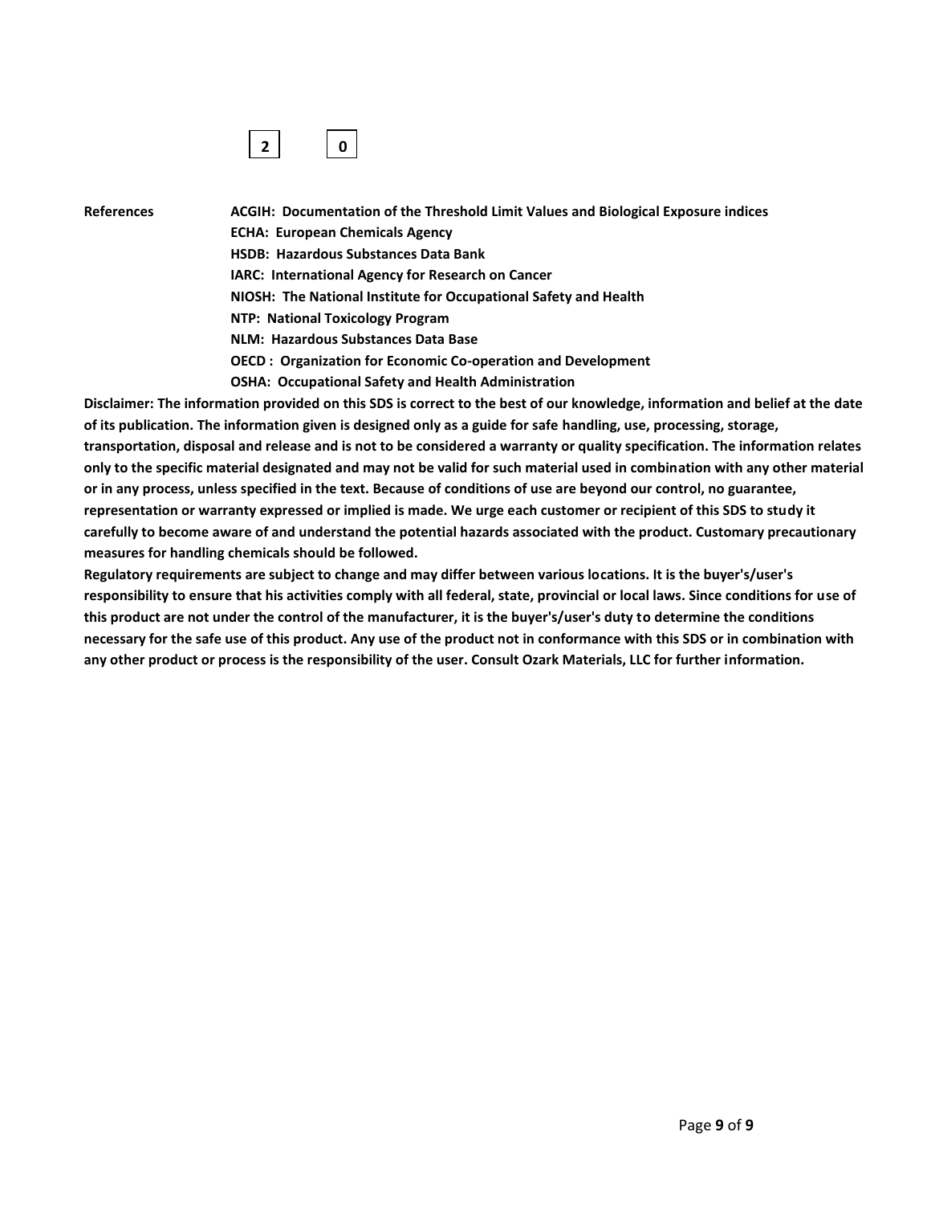| 2 | 0 |
|---|---|

**References**

- **ACGIH: Documentation of the Threshold Limit Values and Biological Exposure indices**
- **ECHA: European Chemicals Agency**
- **HSDB: Hazardous Substances Data Bank**
- **IARC: International Agency for Research on Cancer**
- **NIOSH: The National Institute for Occupational Safety and Health**
- **NTP: National Toxicology Program**
- **NLM: Hazardous Substances Data Base**
- **OECD : Organization for Economic Co-operation and Development**
- **OSHA: Occupational Safety and Health Administration**

**Disclaimer: The information provided on this SDS is correct to the best of our knowledge, information and belief at the date of its publication. The information given is designed only as a guide for safe handling, use, processing, storage, transportation, disposal and release and is not to be considered a warranty or quality specification. The information relates only to the specific material designated and may not be valid for such material used in combination with any other material or in any process, unless specified in the text. Because of conditions of use are beyond our control, no guarantee, representation or warranty expressed or implied is made. We urge each customer or recipient of this SDS to study it carefully to become aware of and understand the potential hazards associated with the product. Customary precautionary measures for handling chemicals should be followed.**

**Regulatory requirements are subject to change and may differ between various locations. It is the buyer's/user's responsibility to ensure that his activities comply with all federal, state, provincial or local laws. Since conditions for use of this product are not under the control of the manufacturer, it is the buyer's/user's duty to determine the conditions necessary for the safe use of this product. Any use of the product not in conformance with this SDS or in combination with any other product or process is the responsibility of the user. Consult Ozark Materials, LLC for further information.**